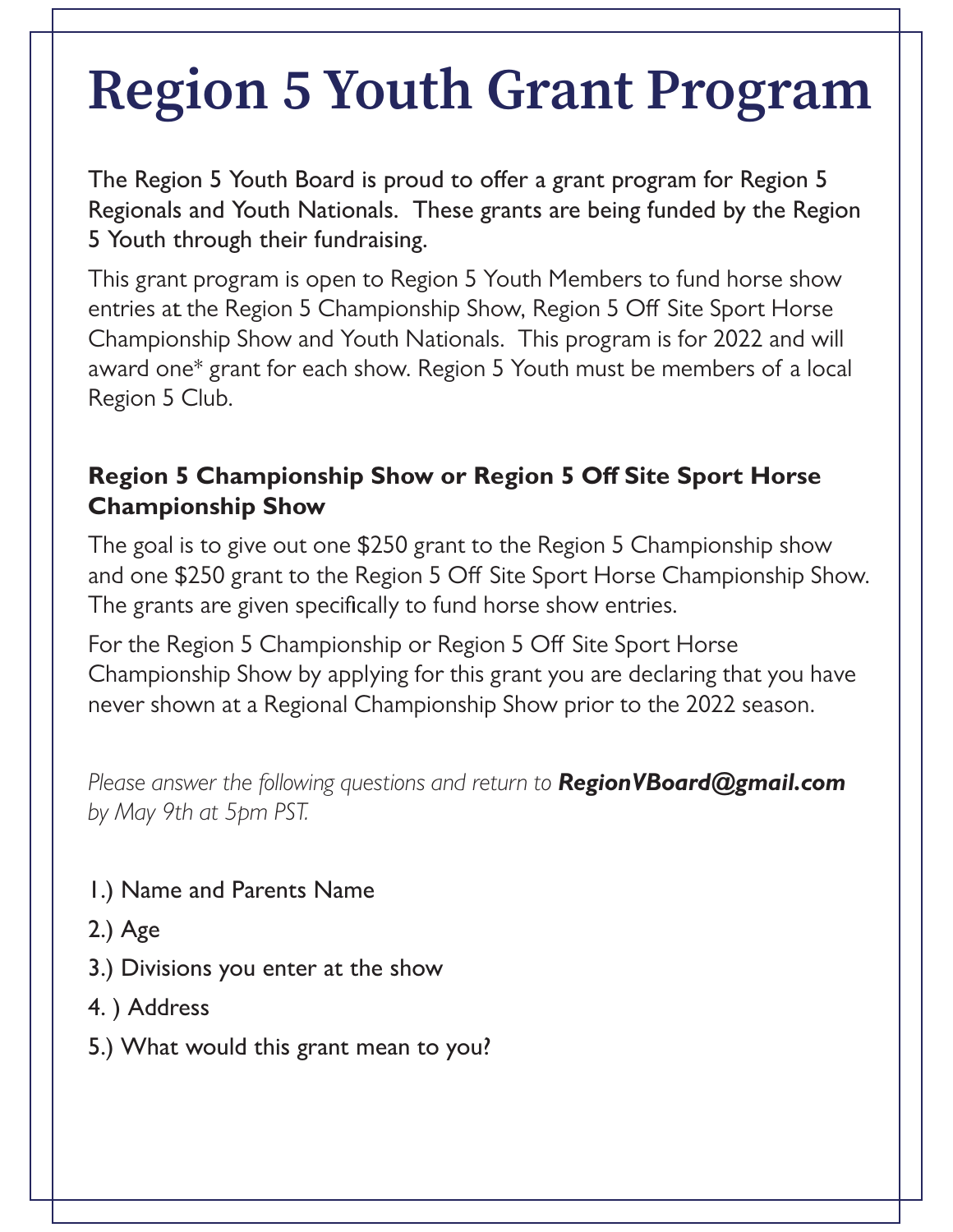# Region 5 Youth Grant Program

The Region 5 Youth Board is proud to offer a grant program for Region 5 Regionals and Youth Nationals. These grants are being funded by the Region 5 Youth through their fundraising.

This grant program is open to Region 5 Youth Members to fund horse show entries at the Region 5 Championship Show, Region 5 Off Site Sport Horse Championship Show and Youth Nationals. This program is for 2022 and will award one* grant for each show. Region 5 Youth must be members of a local Region 5 Club.

### Region 5 Championship Show or Region 5 Off Site Sport Horse Championship Show

The goal is to give out one $250 grant to the Region 5 Championship show and one $250 grant to the Region 5 Off Site Sport Horse Championship Show. The grants are given specifically to fund horse show entries.

For the Region 5 Championship or Region 5 Off Site Sport Horse Championship Show by applying for this grant you are declaring that you have never shown at a Regional Championship Show prior to the 2022 season.

*Please answer the following questions and return to* ***RegionVBoard@gmail.com*** *by May 9th at 5pm PST.*

1.) Name and Parents Name

2.) Age

3.) Divisions you enter at the show

4. ) Address

5.) What would this grant mean to you?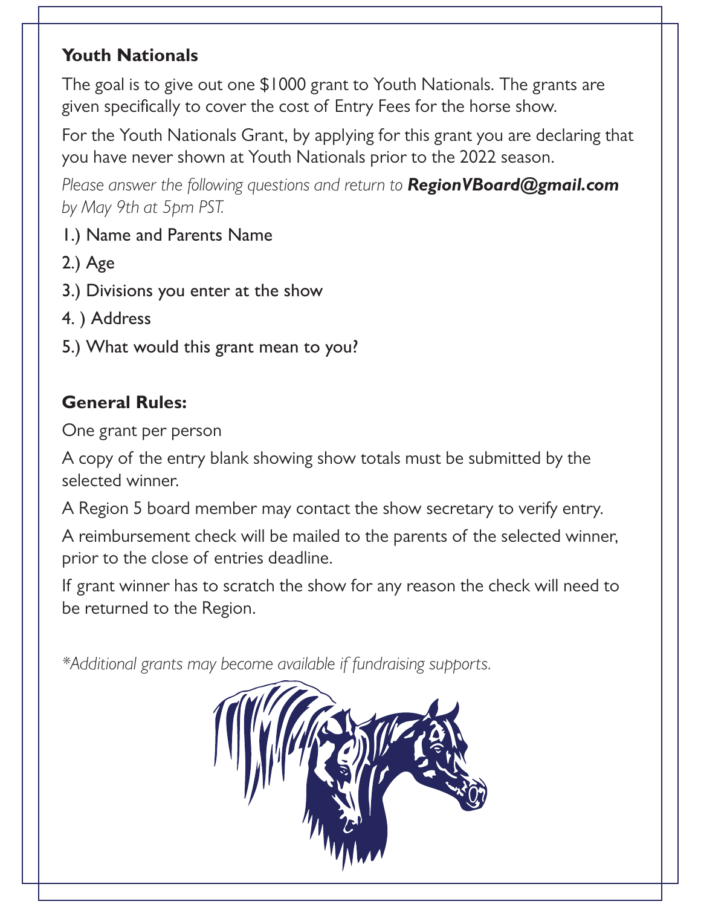## Youth Nationals

The goal is to give out one $1000 grant to Youth Nationals. The grants are given specifically to cover the cost of Entry Fees for the horse show.

For the Youth Nationals Grant, by applying for this grant you are declaring that you have never shown at Youth Nationals prior to the 2022 season.

*Please answer the following questions and return to* ***RegionVBoard@gmail.com*** *by May 9th at 5pm PST.*

1.) Name and Parents Name

2.) Age

3.) Divisions you enter at the show

4. ) Address

5.) What would this grant mean to you?

## General Rules:

One grant per person

A copy of the entry blank showing show totals must be submitted by the selected winner.

A Region 5 board member may contact the show secretary to verify entry.

A reimbursement check will be mailed to the parents of the selected winner, prior to the close of entries deadline.

If grant winner has to scratch the show for any reason the check will need to be returned to the Region.

*\*Additional grants may become available if fundraising supports.*